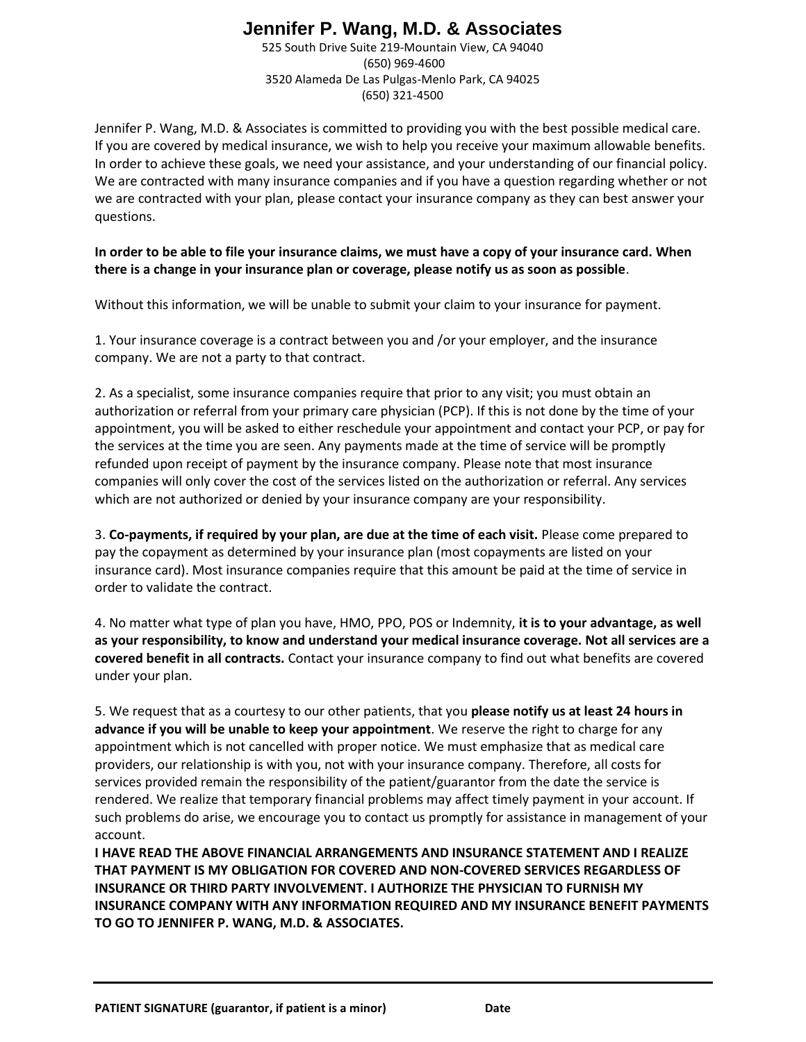# Jennifer P. Wang, M.D. & Associates

525 South Drive Suite 219-Mountain View, CA 94040
(650) 969-4600
3520 Alameda De Las Pulgas-Menlo Park, CA 94025
(650) 321-4500

Jennifer P. Wang, M.D. & Associates is committed to providing you with the best possible medical care. If you are covered by medical insurance, we wish to help you receive your maximum allowable benefits. In order to achieve these goals, we need your assistance, and your understanding of our financial policy. We are contracted with many insurance companies and if you have a question regarding whether or not we are contracted with your plan, please contact your insurance company as they can best answer your questions.

**In order to be able to file your insurance claims, we must have a copy of your insurance card. When there is a change in your insurance plan or coverage, please notify us as soon as possible**.

Without this information, we will be unable to submit your claim to your insurance for payment.

1. Your insurance coverage is a contract between you and /or your employer, and the insurance company. We are not a party to that contract.

2. As a specialist, some insurance companies require that prior to any visit; you must obtain an authorization or referral from your primary care physician (PCP). If this is not done by the time of your appointment, you will be asked to either reschedule your appointment and contact your PCP, or pay for the services at the time you are seen. Any payments made at the time of service will be promptly refunded upon receipt of payment by the insurance company. Please note that most insurance companies will only cover the cost of the services listed on the authorization or referral. Any services which are not authorized or denied by your insurance company are your responsibility.

3. **Co-payments, if required by your plan, are due at the time of each visit.** Please come prepared to pay the copayment as determined by your insurance plan (most copayments are listed on your insurance card). Most insurance companies require that this amount be paid at the time of service in order to validate the contract.

4. No matter what type of plan you have, HMO, PPO, POS or Indemnity, **it is to your advantage, as well as your responsibility, to know and understand your medical insurance coverage. Not all services are a covered benefit in all contracts.** Contact your insurance company to find out what benefits are covered under your plan.

5. We request that as a courtesy to our other patients, that you **please notify us at least 24 hours in advance if you will be unable to keep your appointment**. We reserve the right to charge for any appointment which is not cancelled with proper notice. We must emphasize that as medical care providers, our relationship is with you, not with your insurance company. Therefore, all costs for services provided remain the responsibility of the patient/guarantor from the date the service is rendered. We realize that temporary financial problems may affect timely payment in your account. If such problems do arise, we encourage you to contact us promptly for assistance in management of your account.

**I HAVE READ THE ABOVE FINANCIAL ARRANGEMENTS AND INSURANCE STATEMENT AND I REALIZE THAT PAYMENT IS MY OBLIGATION FOR COVERED AND NON-COVERED SERVICES REGARDLESS OF INSURANCE OR THIRD PARTY INVOLVEMENT. I AUTHORIZE THE PHYSICIAN TO FURNISH MY INSURANCE COMPANY WITH ANY INFORMATION REQUIRED AND MY INSURANCE BENEFIT PAYMENTS TO GO TO JENNIFER P. WANG, M.D. & ASSOCIATES.**

______________________________________________________________________

**PATIENT SIGNATURE (guarantor, if patient is a minor)** **Date**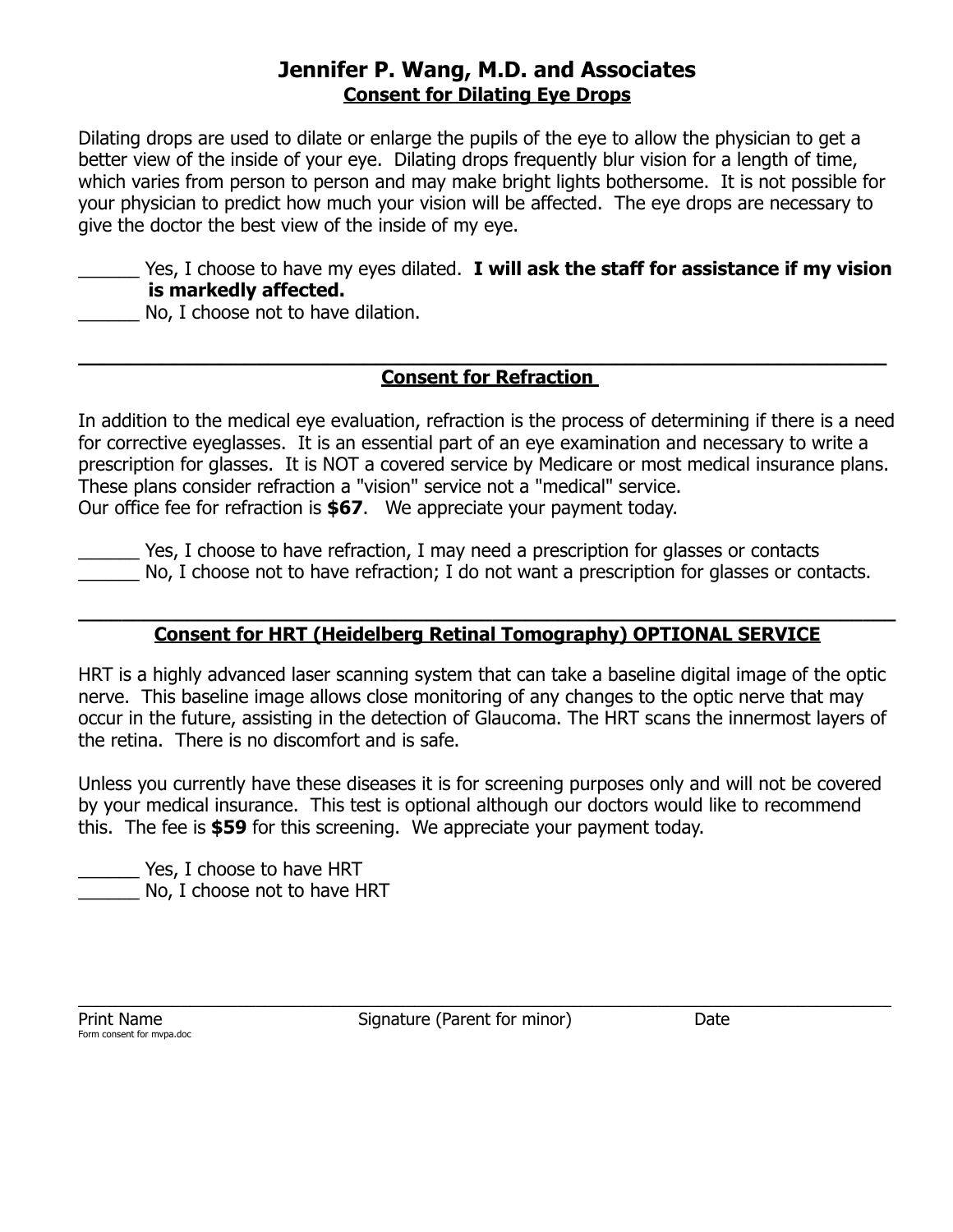# Jennifer P. Wang, M.D. and Associates

## Consent for Dilating Eye Drops

Dilating drops are used to dilate or enlarge the pupils of the eye to allow the physician to get a better view of the inside of your eye. Dilating drops frequently blur vision for a length of time, which varies from person to person and may make bright lights bothersome. It is not possible for your physician to predict how much your vision will be affected. The eye drops are necessary to give the doctor the best view of the inside of my eye.

______ Yes, I choose to have my eyes dilated. **I will ask the staff for assistance if my vision is markedly affected.**
______ No, I choose not to have dilation.

---

## Consent for Refraction

In addition to the medical eye evaluation, refraction is the process of determining if there is a need for corrective eyeglasses. It is an essential part of an eye examination and necessary to write a prescription for glasses. It is NOT a covered service by Medicare or most medical insurance plans. These plans consider refraction a "vision" service not a "medical" service.
Our office fee for refraction is **$67**. We appreciate your payment today.

______ Yes, I choose to have refraction, I may need a prescription for glasses or contacts
______ No, I choose not to have refraction; I do not want a prescription for glasses or contacts.

---

## Consent for HRT (Heidelberg Retinal Tomography) OPTIONAL SERVICE

HRT is a highly advanced laser scanning system that can take a baseline digital image of the optic nerve. This baseline image allows close monitoring of any changes to the optic nerve that may occur in the future, assisting in the detection of Glaucoma. The HRT scans the innermost layers of the retina. There is no discomfort and is safe.

Unless you currently have these diseases it is for screening purposes only and will not be covered by your medical insurance. This test is optional although our doctors would like to recommend this. The fee is **$59** for this screening. We appreciate your payment today.

______ Yes, I choose to have HRT
______ No, I choose not to have HRT

______________________________________________________________________________

Print Name                    Signature (Parent for minor)                    Date

Form consent for mvpa.doc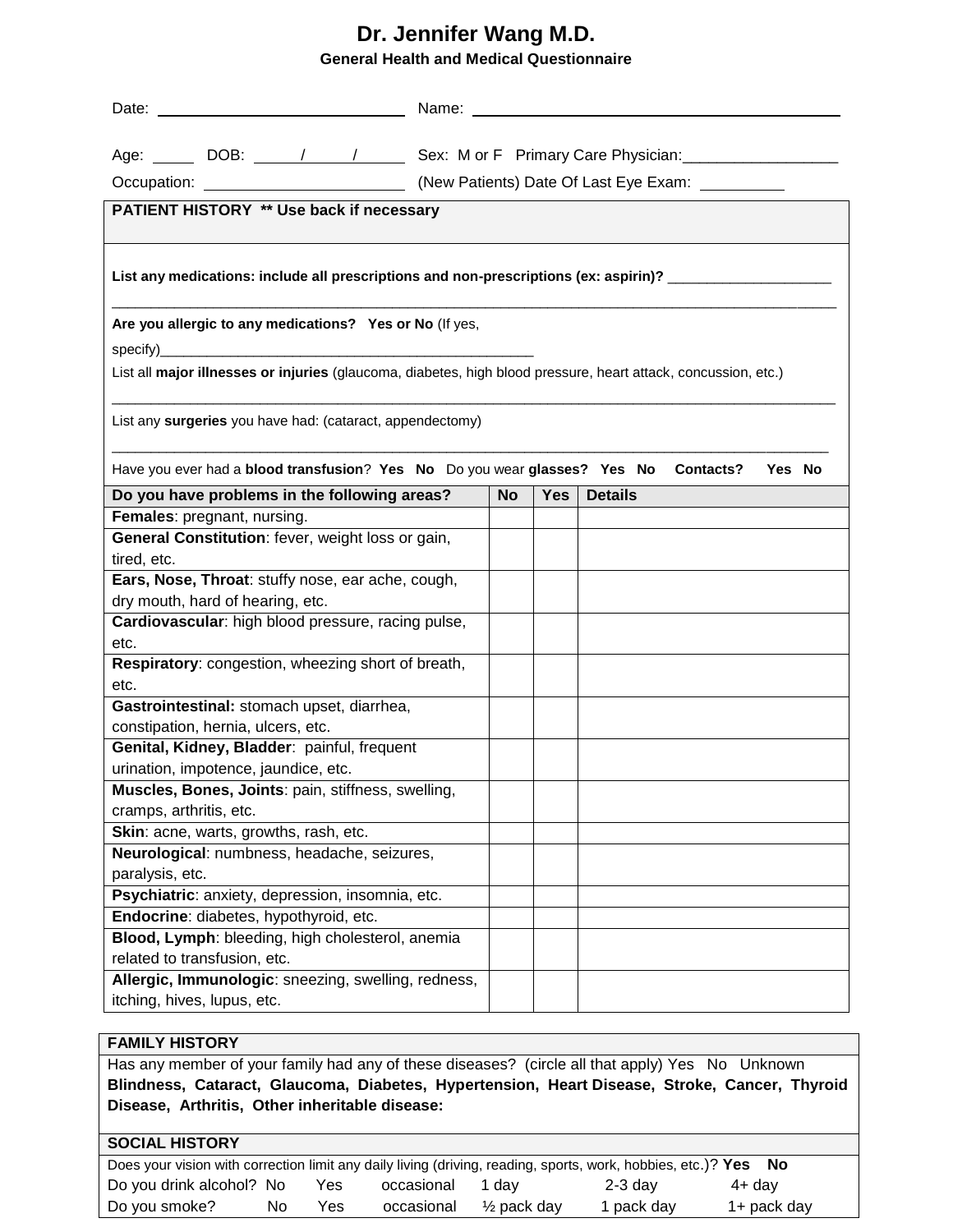# Dr. Jennifer Wang M.D.

### General Health and Medical Questionnaire

Date: ____________________________ Name: ________________________________________

Age: _____ DOB: _____/_____/_____ Sex: M or F Primary Care Physician:__________________

Occupation: ______________________ (New Patients) Date Of Last Eye Exam: __________

**PATIENT HISTORY \*\* Use back if necessary**

**List any medications: include all prescriptions and non-prescriptions (ex: aspirin)?** ____________________

________________________________________________________________________________

**Are you allergic to any medications? Yes or No** (If yes, specify)_______________________________________________

List all **major illnesses or injuries** (glaucoma, diabetes, high blood pressure, heart attack, concussion, etc.)

________________________________________________________________________________

List any **surgeries** you have had: (cataract, appendectomy)

________________________________________________________________________________

Have you ever had a **blood transfusion**? **Yes No** Do you wear **glasses? Yes No Contacts? Yes No**

| Do you have problems in the following areas? | No | Yes | Details |
|---|---|---|---|
| **Females**: pregnant, nursing. | | | |
| **General Constitution**: fever, weight loss or gain, tired, etc. | | | |
| **Ears, Nose, Throat**: stuffy nose, ear ache, cough, dry mouth, hard of hearing, etc. | | | |
| **Cardiovascular**: high blood pressure, racing pulse, etc. | | | |
| **Respiratory**: congestion, wheezing short of breath, etc. | | | |
| **Gastrointestinal:** stomach upset, diarrhea, constipation, hernia, ulcers, etc. | | | |
| **Genital, Kidney, Bladder**: painful, frequent urination, impotence, jaundice, etc. | | | |
| **Muscles, Bones, Joints**: pain, stiffness, swelling, cramps, arthritis, etc. | | | |
| **Skin**: acne, warts, growths, rash, etc. | | | |
| **Neurological**: numbness, headache, seizures, paralysis, etc. | | | |
| **Psychiatric**: anxiety, depression, insomnia, etc. | | | |
| **Endocrine**: diabetes, hypothyroid, etc. | | | |
| **Blood, Lymph**: bleeding, high cholesterol, anemia related to transfusion, etc. | | | |
| **Allergic, Immunologic**: sneezing, swelling, redness, itching, hives, lupus, etc. | | | |

**FAMILY HISTORY**

Has any member of your family had any of these diseases? (circle all that apply) Yes No Unknown

**Blindness, Cataract, Glaucoma, Diabetes, Hypertension, Heart Disease, Stroke, Cancer, Thyroid Disease, Arthritis, Other inheritable disease:**

**SOCIAL HISTORY**

Does your vision with correction limit any daily living (driving, reading, sports, work, hobbies, etc.)? **Yes No**

Do you drink alcohol? No Yes occasional 1 day 2-3 day 4+ day

Do you smoke? No Yes occasional ½ pack day 1 pack day 1+ pack day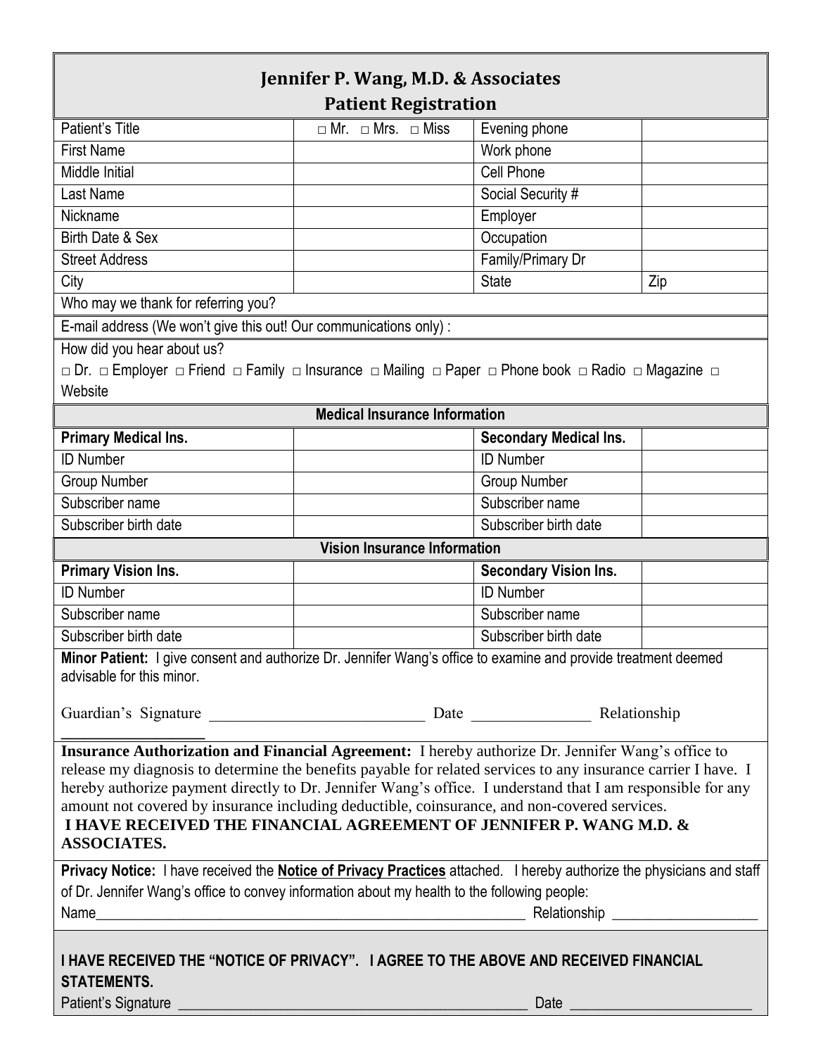# Jennifer P. Wang, M.D. & Associates
## Patient Registration

| | | | |
|---|---|---|---|
| Patient's Title | □ Mr. □ Mrs. □ Miss | Evening phone | |
| First Name | | Work phone | |
| Middle Initial | | Cell Phone | |
| Last Name | | Social Security # | |
| Nickname | | Employer | |
| Birth Date & Sex | | Occupation | |
| Street Address | | Family/Primary Dr | |
| City | | State | Zip |

Who may we thank for referring you?

E-mail address (We won't give this out! Our communications only) :

How did you hear about us?

□ Dr. □ Employer □ Friend □ Family □ Insurance □ Mailing □ Paper □ Phone book □ Radio □ Magazine □ Website

**Medical Insurance Information**

| | | | |
|---|---|---|---|
| **Primary Medical Ins.** | | **Secondary Medical Ins.** | |
| ID Number | | ID Number | |
| Group Number | | Group Number | |
| Subscriber name | | Subscriber name | |
| Subscriber birth date | | Subscriber birth date | |

**Vision Insurance Information**

| | | | |
|---|---|---|---|
| **Primary Vision Ins.** | | **Secondary Vision Ins.** | |
| ID Number | | ID Number | |
| Subscriber name | | Subscriber name | |
| Subscriber birth date | | Subscriber birth date | |

**Minor Patient:** I give consent and authorize Dr. Jennifer Wang's office to examine and provide treatment deemed advisable for this minor.

Guardian's Signature ___________________________ Date _______________ Relationship ___________________

**Insurance Authorization and Financial Agreement:** I hereby authorize Dr. Jennifer Wang's office to release my diagnosis to determine the benefits payable for related services to any insurance carrier I have. I hereby authorize payment directly to Dr. Jennifer Wang's office. I understand that I am responsible for any amount not covered by insurance including deductible, coinsurance, and non-covered services.

**I HAVE RECEIVED THE FINANCIAL AGREEMENT OF JENNIFER P. WANG M.D. & ASSOCIATES.**

**Privacy Notice:** I have received the **Notice of Privacy Practices** attached. I hereby authorize the physicians and staff of Dr. Jennifer Wang's office to convey information about my health to the following people:

Name____________________________________________________________ Relationship ____________________

**I HAVE RECEIVED THE "NOTICE OF PRIVACY". I AGREE TO THE ABOVE AND RECEIVED FINANCIAL STATEMENTS.**

Patient's Signature _________________________________________________ Date _________________________